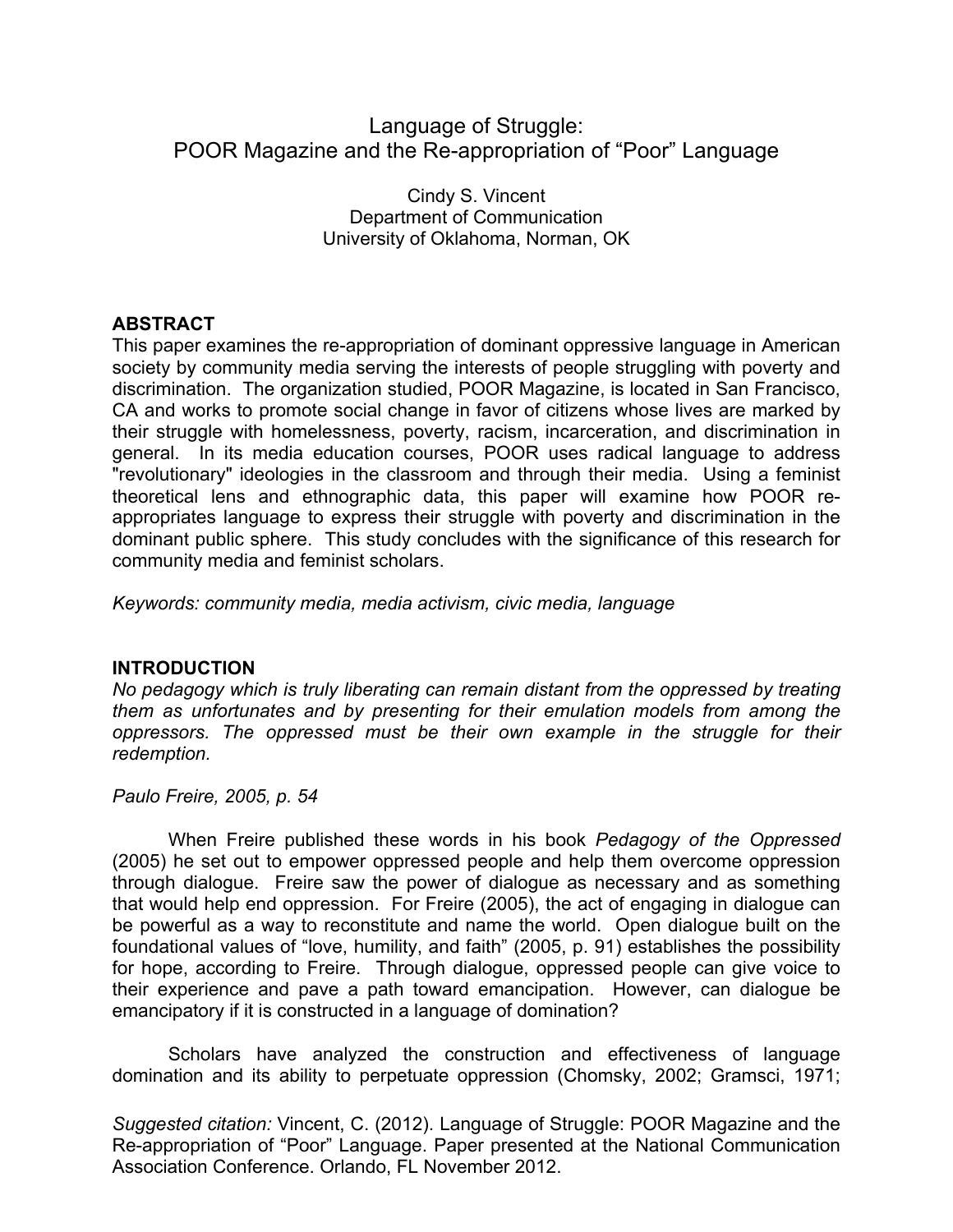# Language of Struggle:
# POOR Magazine and the Re-appropriation of "Poor" Language

Cindy S. Vincent
Department of Communication
University of Oklahoma, Norman, OK

## ABSTRACT

This paper examines the re-appropriation of dominant oppressive language in American society by community media serving the interests of people struggling with poverty and discrimination. The organization studied, POOR Magazine, is located in San Francisco, CA and works to promote social change in favor of citizens whose lives are marked by their struggle with homelessness, poverty, racism, incarceration, and discrimination in general. In its media education courses, POOR uses radical language to address "revolutionary" ideologies in the classroom and through their media. Using a feminist theoretical lens and ethnographic data, this paper will examine how POOR re-appropriates language to express their struggle with poverty and discrimination in the dominant public sphere. This study concludes with the significance of this research for community media and feminist scholars.

*Keywords: community media, media activism, civic media, language*

## INTRODUCTION

*No pedagogy which is truly liberating can remain distant from the oppressed by treating them as unfortunates and by presenting for their emulation models from among the oppressors. The oppressed must be their own example in the struggle for their redemption.*

*Paulo Freire, 2005, p. 54*

When Freire published these words in his book *Pedagogy of the Oppressed* (2005) he set out to empower oppressed people and help them overcome oppression through dialogue. Freire saw the power of dialogue as necessary and as something that would help end oppression. For Freire (2005), the act of engaging in dialogue can be powerful as a way to reconstitute and name the world. Open dialogue built on the foundational values of "love, humility, and faith" (2005, p. 91) establishes the possibility for hope, according to Freire. Through dialogue, oppressed people can give voice to their experience and pave a path toward emancipation. However, can dialogue be emancipatory if it is constructed in a language of domination?

Scholars have analyzed the construction and effectiveness of language domination and its ability to perpetuate oppression (Chomsky, 2002; Gramsci, 1971;

*Suggested citation:* Vincent, C. (2012). Language of Struggle: POOR Magazine and the Re-appropriation of "Poor" Language. Paper presented at the National Communication Association Conference. Orlando, FL November 2012.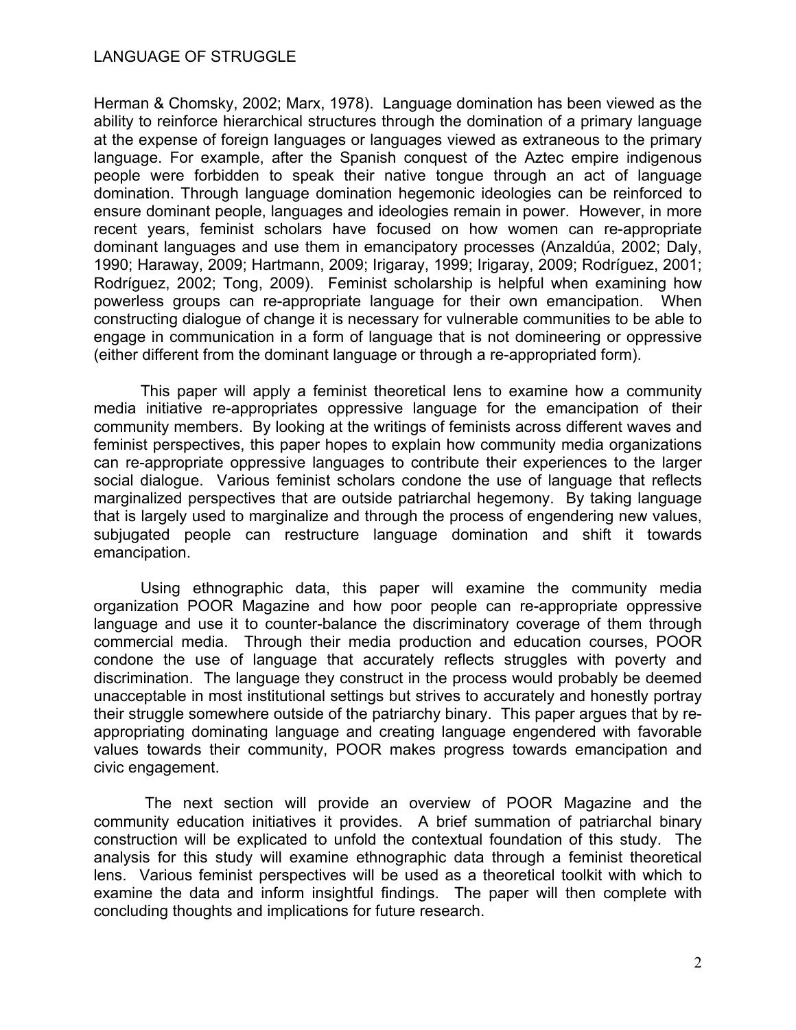Herman & Chomsky, 2002; Marx, 1978). Language domination has been viewed as the ability to reinforce hierarchical structures through the domination of a primary language at the expense of foreign languages or languages viewed as extraneous to the primary language. For example, after the Spanish conquest of the Aztec empire indigenous people were forbidden to speak their native tongue through an act of language domination. Through language domination hegemonic ideologies can be reinforced to ensure dominant people, languages and ideologies remain in power. However, in more recent years, feminist scholars have focused on how women can re-appropriate dominant languages and use them in emancipatory processes (Anzaldúa, 2002; Daly, 1990; Haraway, 2009; Hartmann, 2009; Irigaray, 1999; Irigaray, 2009; Rodríguez, 2001; Rodríguez, 2002; Tong, 2009). Feminist scholarship is helpful when examining how powerless groups can re-appropriate language for their own emancipation. When constructing dialogue of change it is necessary for vulnerable communities to be able to engage in communication in a form of language that is not domineering or oppressive (either different from the dominant language or through a re-appropriated form).

This paper will apply a feminist theoretical lens to examine how a community media initiative re-appropriates oppressive language for the emancipation of their community members. By looking at the writings of feminists across different waves and feminist perspectives, this paper hopes to explain how community media organizations can re-appropriate oppressive languages to contribute their experiences to the larger social dialogue. Various feminist scholars condone the use of language that reflects marginalized perspectives that are outside patriarchal hegemony. By taking language that is largely used to marginalize and through the process of engendering new values, subjugated people can restructure language domination and shift it towards emancipation.

Using ethnographic data, this paper will examine the community media organization POOR Magazine and how poor people can re-appropriate oppressive language and use it to counter-balance the discriminatory coverage of them through commercial media. Through their media production and education courses, POOR condone the use of language that accurately reflects struggles with poverty and discrimination. The language they construct in the process would probably be deemed unacceptable in most institutional settings but strives to accurately and honestly portray their struggle somewhere outside of the patriarchy binary. This paper argues that by re-appropriating dominating language and creating language engendered with favorable values towards their community, POOR makes progress towards emancipation and civic engagement.

The next section will provide an overview of POOR Magazine and the community education initiatives it provides. A brief summation of patriarchal binary construction will be explicated to unfold the contextual foundation of this study. The analysis for this study will examine ethnographic data through a feminist theoretical lens. Various feminist perspectives will be used as a theoretical toolkit with which to examine the data and inform insightful findings. The paper will then complete with concluding thoughts and implications for future research.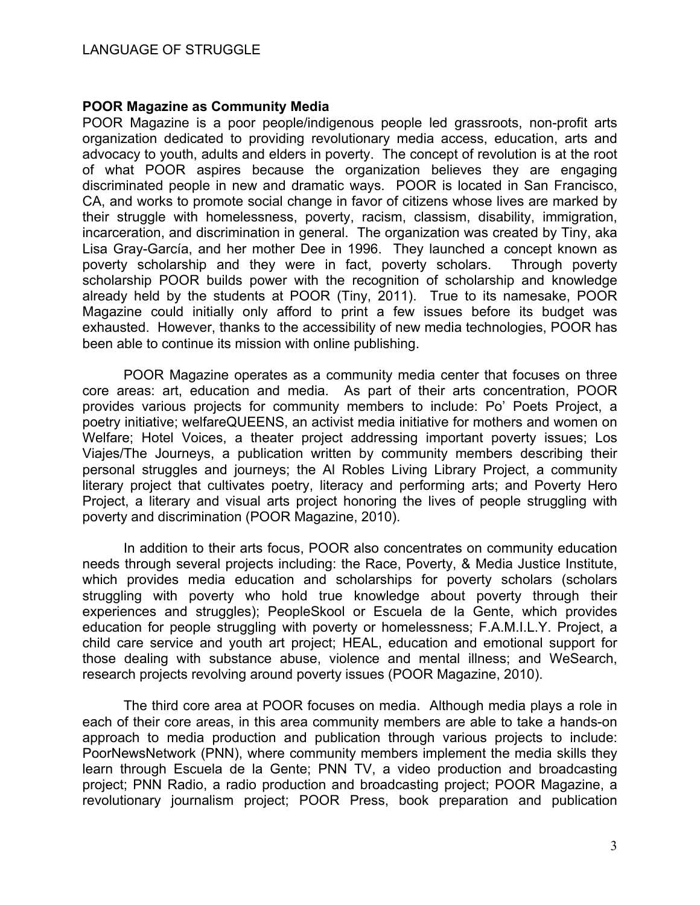**POOR Magazine as Community Media**

POOR Magazine is a poor people/indigenous people led grassroots, non-profit arts organization dedicated to providing revolutionary media access, education, arts and advocacy to youth, adults and elders in poverty. The concept of revolution is at the root of what POOR aspires because the organization believes they are engaging discriminated people in new and dramatic ways. POOR is located in San Francisco, CA, and works to promote social change in favor of citizens whose lives are marked by their struggle with homelessness, poverty, racism, classism, disability, immigration, incarceration, and discrimination in general. The organization was created by Tiny, aka Lisa Gray-García, and her mother Dee in 1996. They launched a concept known as poverty scholarship and they were in fact, poverty scholars. Through poverty scholarship POOR builds power with the recognition of scholarship and knowledge already held by the students at POOR (Tiny, 2011). True to its namesake, POOR Magazine could initially only afford to print a few issues before its budget was exhausted. However, thanks to the accessibility of new media technologies, POOR has been able to continue its mission with online publishing.

POOR Magazine operates as a community media center that focuses on three core areas: art, education and media. As part of their arts concentration, POOR provides various projects for community members to include: Po' Poets Project, a poetry initiative; welfareQUEENS, an activist media initiative for mothers and women on Welfare; Hotel Voices, a theater project addressing important poverty issues; Los Viajes/The Journeys, a publication written by community members describing their personal struggles and journeys; the Al Robles Living Library Project, a community literary project that cultivates poetry, literacy and performing arts; and Poverty Hero Project, a literary and visual arts project honoring the lives of people struggling with poverty and discrimination (POOR Magazine, 2010).

In addition to their arts focus, POOR also concentrates on community education needs through several projects including: the Race, Poverty, & Media Justice Institute, which provides media education and scholarships for poverty scholars (scholars struggling with poverty who hold true knowledge about poverty through their experiences and struggles); PeopleSkool or Escuela de la Gente, which provides education for people struggling with poverty or homelessness; F.A.M.I.L.Y. Project, a child care service and youth art project; HEAL, education and emotional support for those dealing with substance abuse, violence and mental illness; and WeSearch, research projects revolving around poverty issues (POOR Magazine, 2010).

The third core area at POOR focuses on media. Although media plays a role in each of their core areas, in this area community members are able to take a hands-on approach to media production and publication through various projects to include: PoorNewsNetwork (PNN), where community members implement the media skills they learn through Escuela de la Gente; PNN TV, a video production and broadcasting project; PNN Radio, a radio production and broadcasting project; POOR Magazine, a revolutionary journalism project; POOR Press, book preparation and publication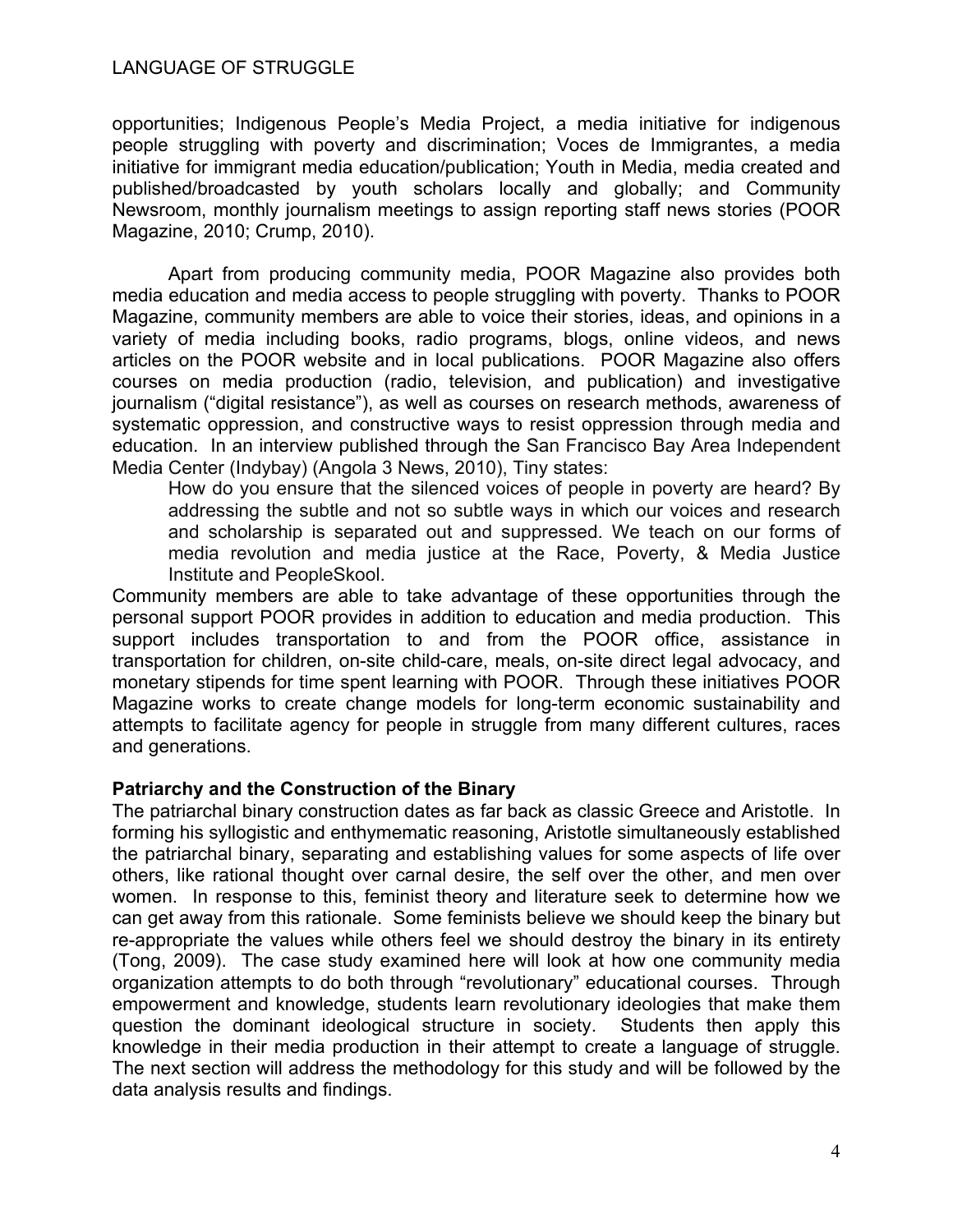opportunities; Indigenous People's Media Project, a media initiative for indigenous people struggling with poverty and discrimination; Voces de Immigrantes, a media initiative for immigrant media education/publication; Youth in Media, media created and published/broadcasted by youth scholars locally and globally; and Community Newsroom, monthly journalism meetings to assign reporting staff news stories (POOR Magazine, 2010; Crump, 2010).

Apart from producing community media, POOR Magazine also provides both media education and media access to people struggling with poverty. Thanks to POOR Magazine, community members are able to voice their stories, ideas, and opinions in a variety of media including books, radio programs, blogs, online videos, and news articles on the POOR website and in local publications. POOR Magazine also offers courses on media production (radio, television, and publication) and investigative journalism ("digital resistance"), as well as courses on research methods, awareness of systematic oppression, and constructive ways to resist oppression through media and education. In an interview published through the San Francisco Bay Area Independent Media Center (Indybay) (Angola 3 News, 2010), Tiny states:

> How do you ensure that the silenced voices of people in poverty are heard? By addressing the subtle and not so subtle ways in which our voices and research and scholarship is separated out and suppressed. We teach on our forms of media revolution and media justice at the Race, Poverty, & Media Justice Institute and PeopleSkool.

Community members are able to take advantage of these opportunities through the personal support POOR provides in addition to education and media production. This support includes transportation to and from the POOR office, assistance in transportation for children, on-site child-care, meals, on-site direct legal advocacy, and monetary stipends for time spent learning with POOR. Through these initiatives POOR Magazine works to create change models for long-term economic sustainability and attempts to facilitate agency for people in struggle from many different cultures, races and generations.

**Patriarchy and the Construction of the Binary**

The patriarchal binary construction dates as far back as classic Greece and Aristotle. In forming his syllogistic and enthymematic reasoning, Aristotle simultaneously established the patriarchal binary, separating and establishing values for some aspects of life over others, like rational thought over carnal desire, the self over the other, and men over women. In response to this, feminist theory and literature seek to determine how we can get away from this rationale. Some feminists believe we should keep the binary but re-appropriate the values while others feel we should destroy the binary in its entirety (Tong, 2009). The case study examined here will look at how one community media organization attempts to do both through "revolutionary" educational courses. Through empowerment and knowledge, students learn revolutionary ideologies that make them question the dominant ideological structure in society. Students then apply this knowledge in their media production in their attempt to create a language of struggle. The next section will address the methodology for this study and will be followed by the data analysis results and findings.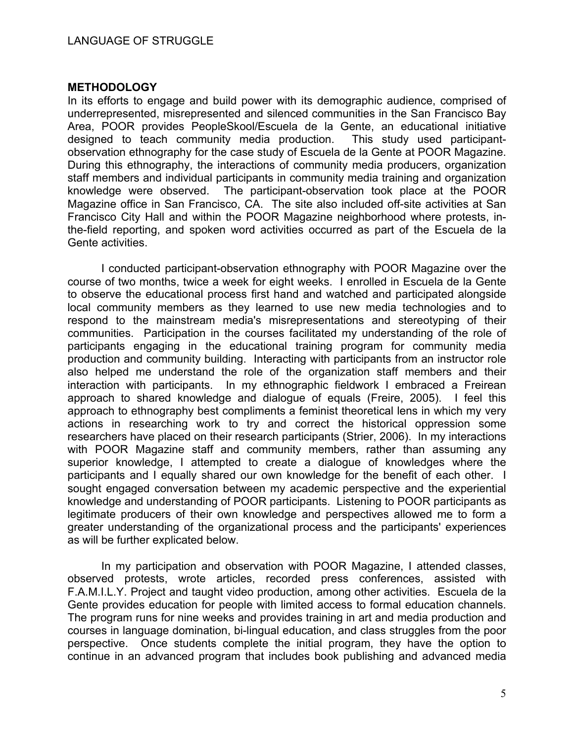## METHODOLOGY

In its efforts to engage and build power with its demographic audience, comprised of underrepresented, misrepresented and silenced communities in the San Francisco Bay Area, POOR provides PeopleSkool/Escuela de la Gente, an educational initiative designed to teach community media production. This study used participant-observation ethnography for the case study of Escuela de la Gente at POOR Magazine. During this ethnography, the interactions of community media producers, organization staff members and individual participants in community media training and organization knowledge were observed. The participant-observation took place at the POOR Magazine office in San Francisco, CA. The site also included off-site activities at San Francisco City Hall and within the POOR Magazine neighborhood where protests, in-the-field reporting, and spoken word activities occurred as part of the Escuela de la Gente activities.

I conducted participant-observation ethnography with POOR Magazine over the course of two months, twice a week for eight weeks. I enrolled in Escuela de la Gente to observe the educational process first hand and watched and participated alongside local community members as they learned to use new media technologies and to respond to the mainstream media's misrepresentations and stereotyping of their communities. Participation in the courses facilitated my understanding of the role of participants engaging in the educational training program for community media production and community building. Interacting with participants from an instructor role also helped me understand the role of the organization staff members and their interaction with participants. In my ethnographic fieldwork I embraced a Freirean approach to shared knowledge and dialogue of equals (Freire, 2005). I feel this approach to ethnography best compliments a feminist theoretical lens in which my very actions in researching work to try and correct the historical oppression some researchers have placed on their research participants (Strier, 2006). In my interactions with POOR Magazine staff and community members, rather than assuming any superior knowledge, I attempted to create a dialogue of knowledges where the participants and I equally shared our own knowledge for the benefit of each other. I sought engaged conversation between my academic perspective and the experiential knowledge and understanding of POOR participants. Listening to POOR participants as legitimate producers of their own knowledge and perspectives allowed me to form a greater understanding of the organizational process and the participants' experiences as will be further explicated below.

In my participation and observation with POOR Magazine, I attended classes, observed protests, wrote articles, recorded press conferences, assisted with F.A.M.I.L.Y. Project and taught video production, among other activities. Escuela de la Gente provides education for people with limited access to formal education channels. The program runs for nine weeks and provides training in art and media production and courses in language domination, bi-lingual education, and class struggles from the poor perspective. Once students complete the initial program, they have the option to continue in an advanced program that includes book publishing and advanced media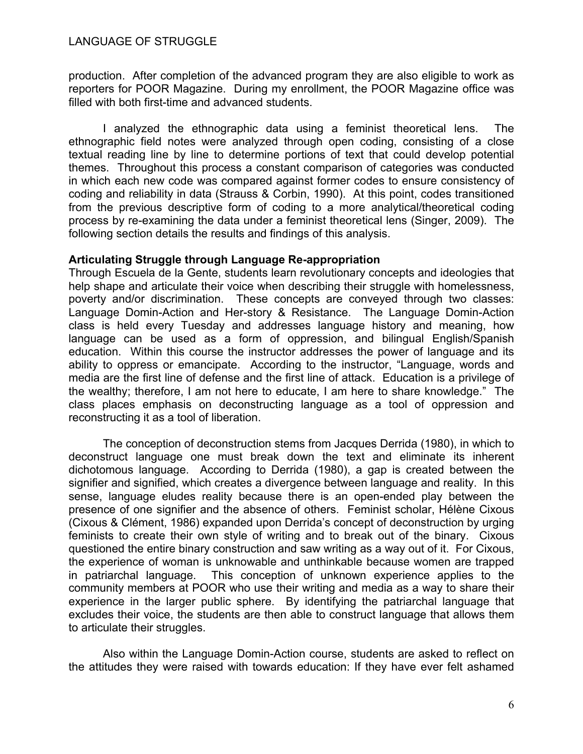production. After completion of the advanced program they are also eligible to work as reporters for POOR Magazine. During my enrollment, the POOR Magazine office was filled with both first-time and advanced students.

I analyzed the ethnographic data using a feminist theoretical lens. The ethnographic field notes were analyzed through open coding, consisting of a close textual reading line by line to determine portions of text that could develop potential themes. Throughout this process a constant comparison of categories was conducted in which each new code was compared against former codes to ensure consistency of coding and reliability in data (Strauss & Corbin, 1990). At this point, codes transitioned from the previous descriptive form of coding to a more analytical/theoretical coding process by re-examining the data under a feminist theoretical lens (Singer, 2009). The following section details the results and findings of this analysis.

**Articulating Struggle through Language Re-appropriation**

Through Escuela de la Gente, students learn revolutionary concepts and ideologies that help shape and articulate their voice when describing their struggle with homelessness, poverty and/or discrimination. These concepts are conveyed through two classes: Language Domin-Action and Her-story & Resistance. The Language Domin-Action class is held every Tuesday and addresses language history and meaning, how language can be used as a form of oppression, and bilingual English/Spanish education. Within this course the instructor addresses the power of language and its ability to oppress or emancipate. According to the instructor, "Language, words and media are the first line of defense and the first line of attack. Education is a privilege of the wealthy; therefore, I am not here to educate, I am here to share knowledge." The class places emphasis on deconstructing language as a tool of oppression and reconstructing it as a tool of liberation.

The conception of deconstruction stems from Jacques Derrida (1980), in which to deconstruct language one must break down the text and eliminate its inherent dichotomous language. According to Derrida (1980), a gap is created between the signifier and signified, which creates a divergence between language and reality. In this sense, language eludes reality because there is an open-ended play between the presence of one signifier and the absence of others. Feminist scholar, Hélène Cixous (Cixous & Clément, 1986) expanded upon Derrida's concept of deconstruction by urging feminists to create their own style of writing and to break out of the binary. Cixous questioned the entire binary construction and saw writing as a way out of it. For Cixous, the experience of woman is unknowable and unthinkable because women are trapped in patriarchal language. This conception of unknown experience applies to the community members at POOR who use their writing and media as a way to share their experience in the larger public sphere. By identifying the patriarchal language that excludes their voice, the students are then able to construct language that allows them to articulate their struggles.

Also within the Language Domin-Action course, students are asked to reflect on the attitudes they were raised with towards education: If they have ever felt ashamed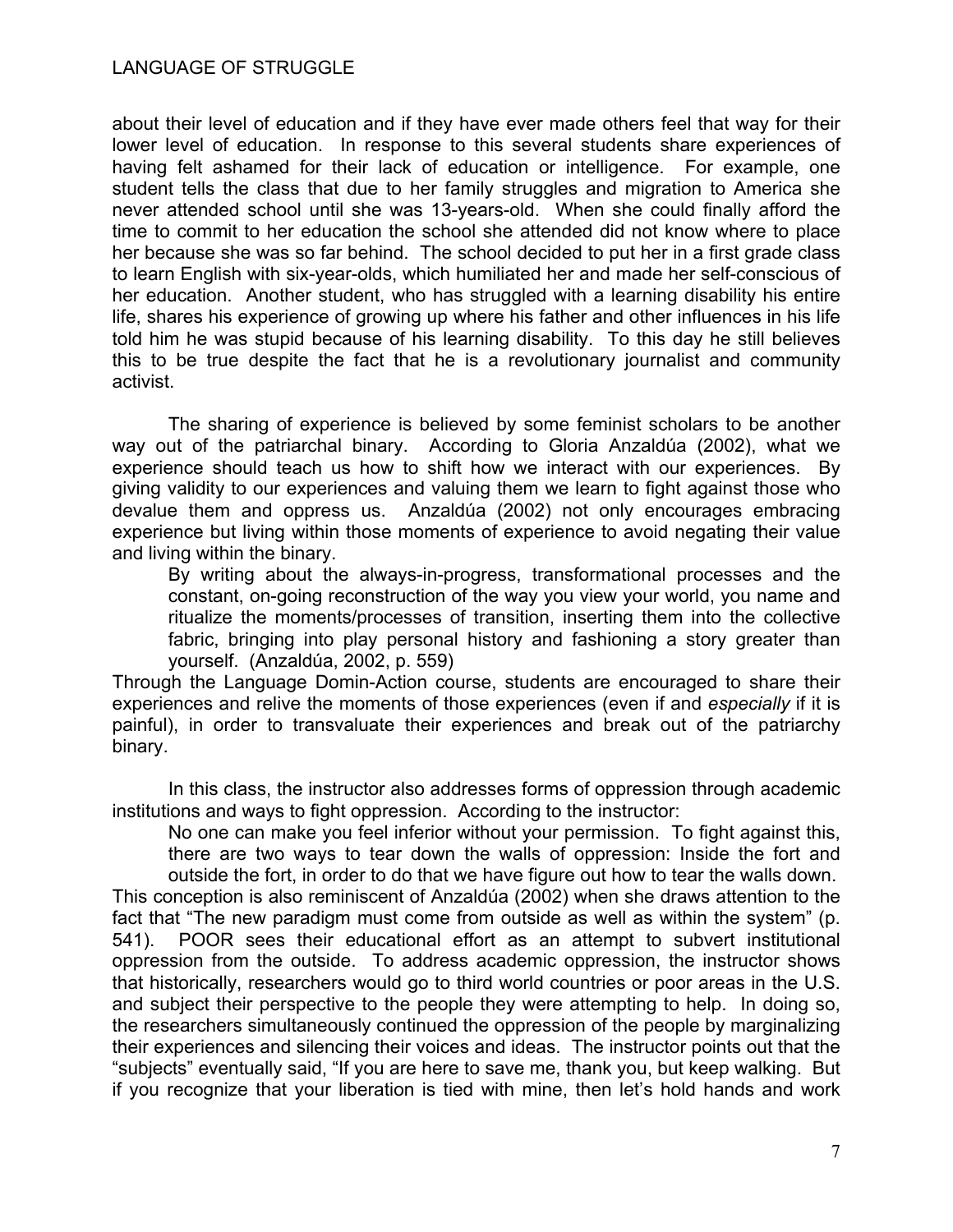about their level of education and if they have ever made others feel that way for their lower level of education. In response to this several students share experiences of having felt ashamed for their lack of education or intelligence. For example, one student tells the class that due to her family struggles and migration to America she never attended school until she was 13-years-old. When she could finally afford the time to commit to her education the school she attended did not know where to place her because she was so far behind. The school decided to put her in a first grade class to learn English with six-year-olds, which humiliated her and made her self-conscious of her education. Another student, who has struggled with a learning disability his entire life, shares his experience of growing up where his father and other influences in his life told him he was stupid because of his learning disability. To this day he still believes this to be true despite the fact that he is a revolutionary journalist and community activist.

The sharing of experience is believed by some feminist scholars to be another way out of the patriarchal binary. According to Gloria Anzaldúa (2002), what we experience should teach us how to shift how we interact with our experiences. By giving validity to our experiences and valuing them we learn to fight against those who devalue them and oppress us. Anzaldúa (2002) not only encourages embracing experience but living within those moments of experience to avoid negating their value and living within the binary.

> By writing about the always-in-progress, transformational processes and the constant, on-going reconstruction of the way you view your world, you name and ritualize the moments/processes of transition, inserting them into the collective fabric, bringing into play personal history and fashioning a story greater than yourself. (Anzaldúa, 2002, p. 559)

Through the Language Domin-Action course, students are encouraged to share their experiences and relive the moments of those experiences (even if and *especially* if it is painful), in order to transvaluate their experiences and break out of the patriarchy binary.

In this class, the instructor also addresses forms of oppression through academic institutions and ways to fight oppression. According to the instructor:

> No one can make you feel inferior without your permission. To fight against this, there are two ways to tear down the walls of oppression: Inside the fort and outside the fort, in order to do that we have figure out how to tear the walls down.

This conception is also reminiscent of Anzaldúa (2002) when she draws attention to the fact that "The new paradigm must come from outside as well as within the system" (p. 541). POOR sees their educational effort as an attempt to subvert institutional oppression from the outside. To address academic oppression, the instructor shows that historically, researchers would go to third world countries or poor areas in the U.S. and subject their perspective to the people they were attempting to help. In doing so, the researchers simultaneously continued the oppression of the people by marginalizing their experiences and silencing their voices and ideas. The instructor points out that the "subjects" eventually said, "If you are here to save me, thank you, but keep walking. But if you recognize that your liberation is tied with mine, then let's hold hands and work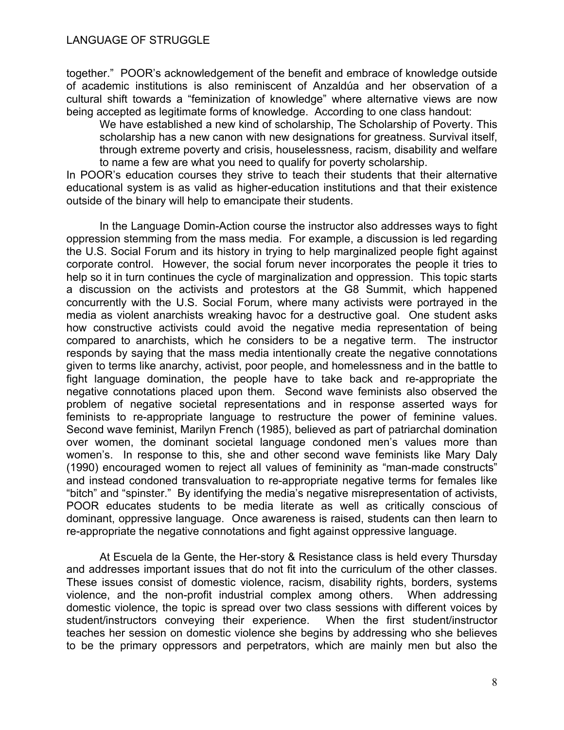together." POOR's acknowledgement of the benefit and embrace of knowledge outside of academic institutions is also reminiscent of Anzaldúa and her observation of a cultural shift towards a "feminization of knowledge" where alternative views are now being accepted as legitimate forms of knowledge. According to one class handout:

> We have established a new kind of scholarship, The Scholarship of Poverty. This scholarship has a new canon with new designations for greatness. Survival itself, through extreme poverty and crisis, houselessness, racism, disability and welfare to name a few are what you need to qualify for poverty scholarship.

In POOR's education courses they strive to teach their students that their alternative educational system is as valid as higher-education institutions and that their existence outside of the binary will help to emancipate their students.

In the Language Domin-Action course the instructor also addresses ways to fight oppression stemming from the mass media. For example, a discussion is led regarding the U.S. Social Forum and its history in trying to help marginalized people fight against corporate control. However, the social forum never incorporates the people it tries to help so it in turn continues the cycle of marginalization and oppression. This topic starts a discussion on the activists and protestors at the G8 Summit, which happened concurrently with the U.S. Social Forum, where many activists were portrayed in the media as violent anarchists wreaking havoc for a destructive goal. One student asks how constructive activists could avoid the negative media representation of being compared to anarchists, which he considers to be a negative term. The instructor responds by saying that the mass media intentionally create the negative connotations given to terms like anarchy, activist, poor people, and homelessness and in the battle to fight language domination, the people have to take back and re-appropriate the negative connotations placed upon them. Second wave feminists also observed the problem of negative societal representations and in response asserted ways for feminists to re-appropriate language to restructure the power of feminine values. Second wave feminist, Marilyn French (1985), believed as part of patriarchal domination over women, the dominant societal language condoned men's values more than women's. In response to this, she and other second wave feminists like Mary Daly (1990) encouraged women to reject all values of femininity as "man-made constructs" and instead condoned transvaluation to re-appropriate negative terms for females like "bitch" and "spinster." By identifying the media's negative misrepresentation of activists, POOR educates students to be media literate as well as critically conscious of dominant, oppressive language. Once awareness is raised, students can then learn to re-appropriate the negative connotations and fight against oppressive language.

At Escuela de la Gente, the Her-story & Resistance class is held every Thursday and addresses important issues that do not fit into the curriculum of the other classes. These issues consist of domestic violence, racism, disability rights, borders, systems violence, and the non-profit industrial complex among others. When addressing domestic violence, the topic is spread over two class sessions with different voices by student/instructors conveying their experience. When the first student/instructor teaches her session on domestic violence she begins by addressing who she believes to be the primary oppressors and perpetrators, which are mainly men but also the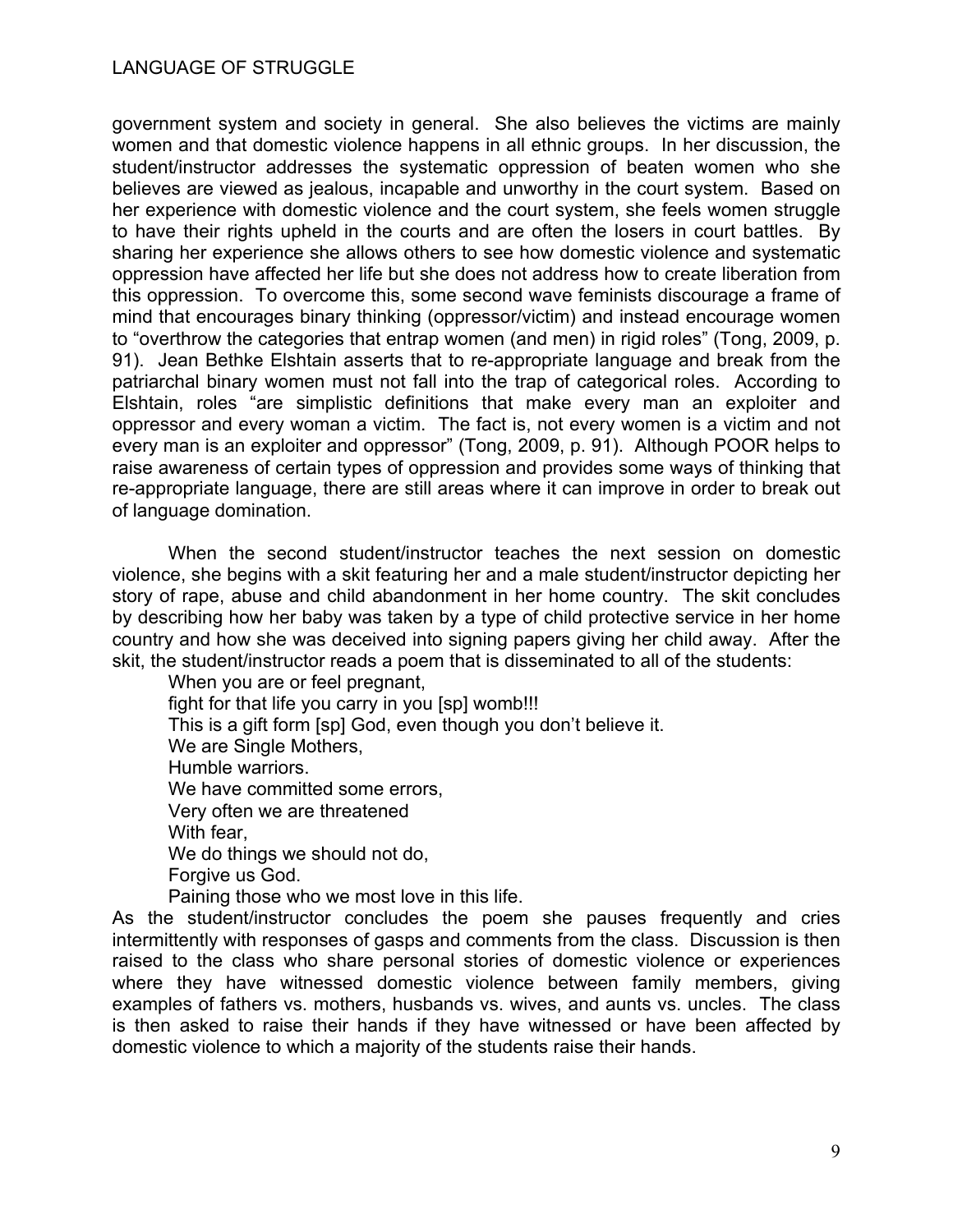government system and society in general. She also believes the victims are mainly women and that domestic violence happens in all ethnic groups. In her discussion, the student/instructor addresses the systematic oppression of beaten women who she believes are viewed as jealous, incapable and unworthy in the court system. Based on her experience with domestic violence and the court system, she feels women struggle to have their rights upheld in the courts and are often the losers in court battles. By sharing her experience she allows others to see how domestic violence and systematic oppression have affected her life but she does not address how to create liberation from this oppression. To overcome this, some second wave feminists discourage a frame of mind that encourages binary thinking (oppressor/victim) and instead encourage women to "overthrow the categories that entrap women (and men) in rigid roles" (Tong, 2009, p. 91). Jean Bethke Elshtain asserts that to re-appropriate language and break from the patriarchal binary women must not fall into the trap of categorical roles. According to Elshtain, roles "are simplistic definitions that make every man an exploiter and oppressor and every woman a victim. The fact is, not every women is a victim and not every man is an exploiter and oppressor" (Tong, 2009, p. 91). Although POOR helps to raise awareness of certain types of oppression and provides some ways of thinking that re-appropriate language, there are still areas where it can improve in order to break out of language domination.

When the second student/instructor teaches the next session on domestic violence, she begins with a skit featuring her and a male student/instructor depicting her story of rape, abuse and child abandonment in her home country. The skit concludes by describing how her baby was taken by a type of child protective service in her home country and how she was deceived into signing papers giving her child away. After the skit, the student/instructor reads a poem that is disseminated to all of the students:

> When you are or feel pregnant,
> fight for that life you carry in you [sp] womb!!!
> This is a gift form [sp] God, even though you don't believe it.
> We are Single Mothers,
> Humble warriors.
> We have committed some errors,
> Very often we are threatened
> With fear,
> We do things we should not do,
> Forgive us God.
> Paining those who we most love in this life.

As the student/instructor concludes the poem she pauses frequently and cries intermittently with responses of gasps and comments from the class. Discussion is then raised to the class who share personal stories of domestic violence or experiences where they have witnessed domestic violence between family members, giving examples of fathers vs. mothers, husbands vs. wives, and aunts vs. uncles. The class is then asked to raise their hands if they have witnessed or have been affected by domestic violence to which a majority of the students raise their hands.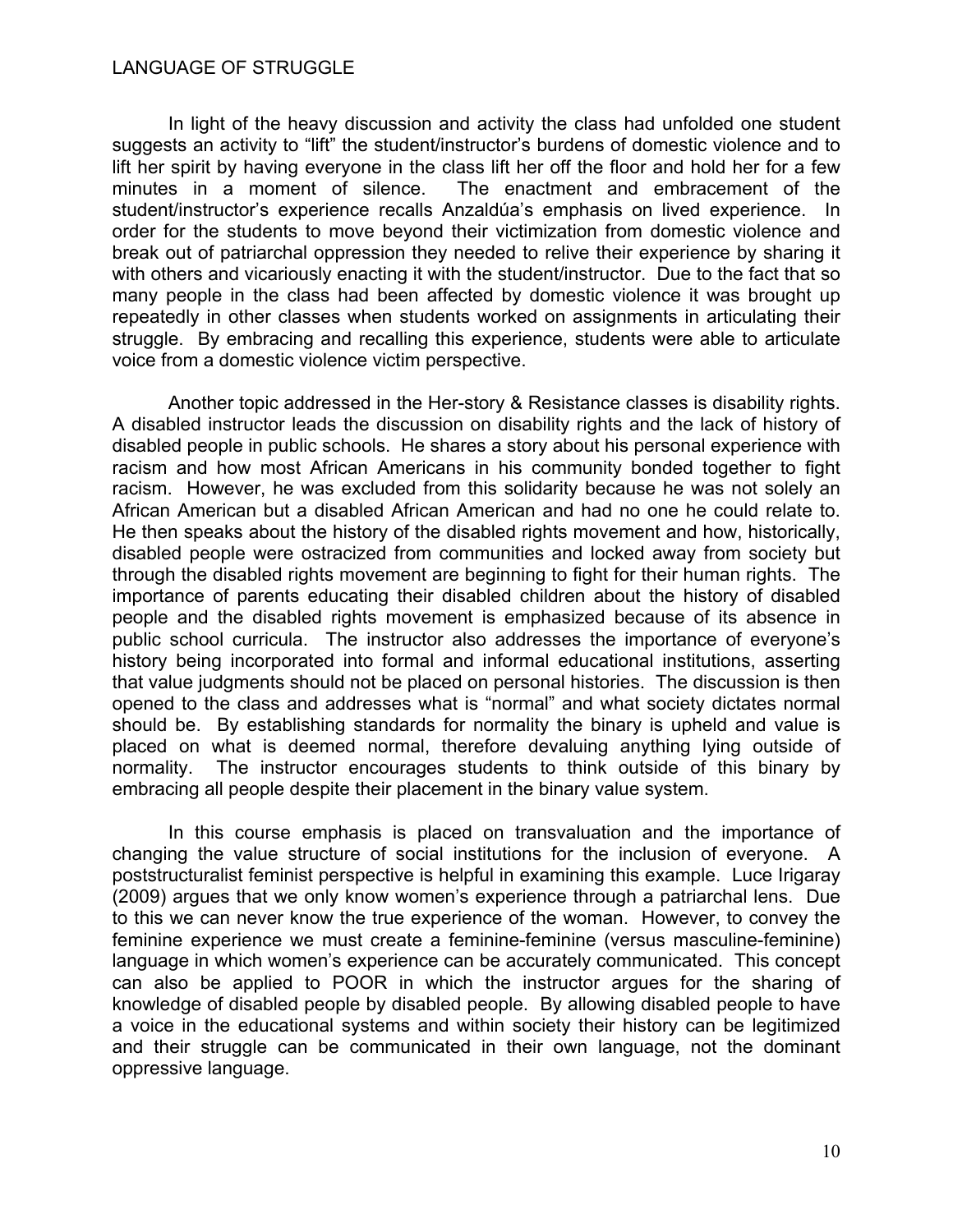In light of the heavy discussion and activity the class had unfolded one student suggests an activity to "lift" the student/instructor's burdens of domestic violence and to lift her spirit by having everyone in the class lift her off the floor and hold her for a few minutes in a moment of silence. The enactment and embracement of the student/instructor's experience recalls Anzaldúa's emphasis on lived experience. In order for the students to move beyond their victimization from domestic violence and break out of patriarchal oppression they needed to relive their experience by sharing it with others and vicariously enacting it with the student/instructor. Due to the fact that so many people in the class had been affected by domestic violence it was brought up repeatedly in other classes when students worked on assignments in articulating their struggle. By embracing and recalling this experience, students were able to articulate voice from a domestic violence victim perspective.

Another topic addressed in the Her-story & Resistance classes is disability rights. A disabled instructor leads the discussion on disability rights and the lack of history of disabled people in public schools. He shares a story about his personal experience with racism and how most African Americans in his community bonded together to fight racism. However, he was excluded from this solidarity because he was not solely an African American but a disabled African American and had no one he could relate to. He then speaks about the history of the disabled rights movement and how, historically, disabled people were ostracized from communities and locked away from society but through the disabled rights movement are beginning to fight for their human rights. The importance of parents educating their disabled children about the history of disabled people and the disabled rights movement is emphasized because of its absence in public school curricula. The instructor also addresses the importance of everyone's history being incorporated into formal and informal educational institutions, asserting that value judgments should not be placed on personal histories. The discussion is then opened to the class and addresses what is "normal" and what society dictates normal should be. By establishing standards for normality the binary is upheld and value is placed on what is deemed normal, therefore devaluing anything lying outside of normality. The instructor encourages students to think outside of this binary by embracing all people despite their placement in the binary value system.

In this course emphasis is placed on transvaluation and the importance of changing the value structure of social institutions for the inclusion of everyone. A poststructuralist feminist perspective is helpful in examining this example. Luce Irigaray (2009) argues that we only know women's experience through a patriarchal lens. Due to this we can never know the true experience of the woman. However, to convey the feminine experience we must create a feminine-feminine (versus masculine-feminine) language in which women's experience can be accurately communicated. This concept can also be applied to POOR in which the instructor argues for the sharing of knowledge of disabled people by disabled people. By allowing disabled people to have a voice in the educational systems and within society their history can be legitimized and their struggle can be communicated in their own language, not the dominant oppressive language.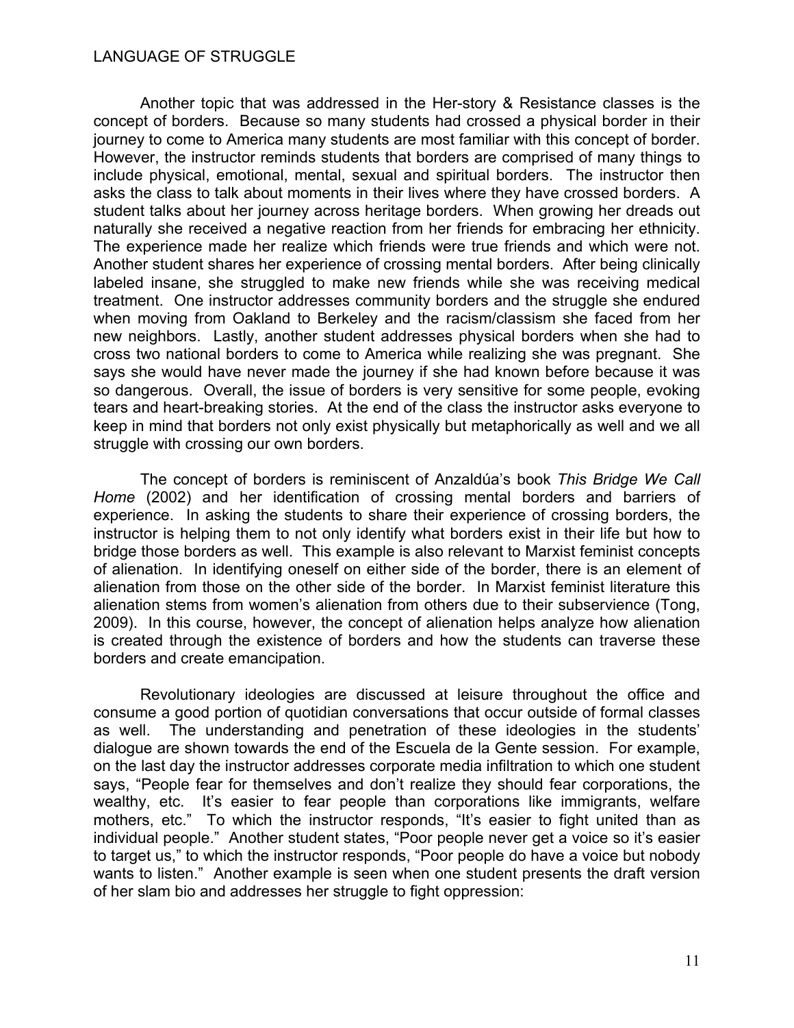Another topic that was addressed in the Her-story & Resistance classes is the concept of borders. Because so many students had crossed a physical border in their journey to come to America many students are most familiar with this concept of border. However, the instructor reminds students that borders are comprised of many things to include physical, emotional, mental, sexual and spiritual borders. The instructor then asks the class to talk about moments in their lives where they have crossed borders. A student talks about her journey across heritage borders. When growing her dreads out naturally she received a negative reaction from her friends for embracing her ethnicity. The experience made her realize which friends were true friends and which were not. Another student shares her experience of crossing mental borders. After being clinically labeled insane, she struggled to make new friends while she was receiving medical treatment. One instructor addresses community borders and the struggle she endured when moving from Oakland to Berkeley and the racism/classism she faced from her new neighbors. Lastly, another student addresses physical borders when she had to cross two national borders to come to America while realizing she was pregnant. She says she would have never made the journey if she had known before because it was so dangerous. Overall, the issue of borders is very sensitive for some people, evoking tears and heart-breaking stories. At the end of the class the instructor asks everyone to keep in mind that borders not only exist physically but metaphorically as well and we all struggle with crossing our own borders.

The concept of borders is reminiscent of Anzaldúa's book *This Bridge We Call Home* (2002) and her identification of crossing mental borders and barriers of experience. In asking the students to share their experience of crossing borders, the instructor is helping them to not only identify what borders exist in their life but how to bridge those borders as well. This example is also relevant to Marxist feminist concepts of alienation. In identifying oneself on either side of the border, there is an element of alienation from those on the other side of the border. In Marxist feminist literature this alienation stems from women's alienation from others due to their subservience (Tong, 2009). In this course, however, the concept of alienation helps analyze how alienation is created through the existence of borders and how the students can traverse these borders and create emancipation.

Revolutionary ideologies are discussed at leisure throughout the office and consume a good portion of quotidian conversations that occur outside of formal classes as well. The understanding and penetration of these ideologies in the students' dialogue are shown towards the end of the Escuela de la Gente session. For example, on the last day the instructor addresses corporate media infiltration to which one student says, "People fear for themselves and don't realize they should fear corporations, the wealthy, etc. It's easier to fear people than corporations like immigrants, welfare mothers, etc." To which the instructor responds, "It's easier to fight united than as individual people." Another student states, "Poor people never get a voice so it's easier to target us," to which the instructor responds, "Poor people do have a voice but nobody wants to listen." Another example is seen when one student presents the draft version of her slam bio and addresses her struggle to fight oppression: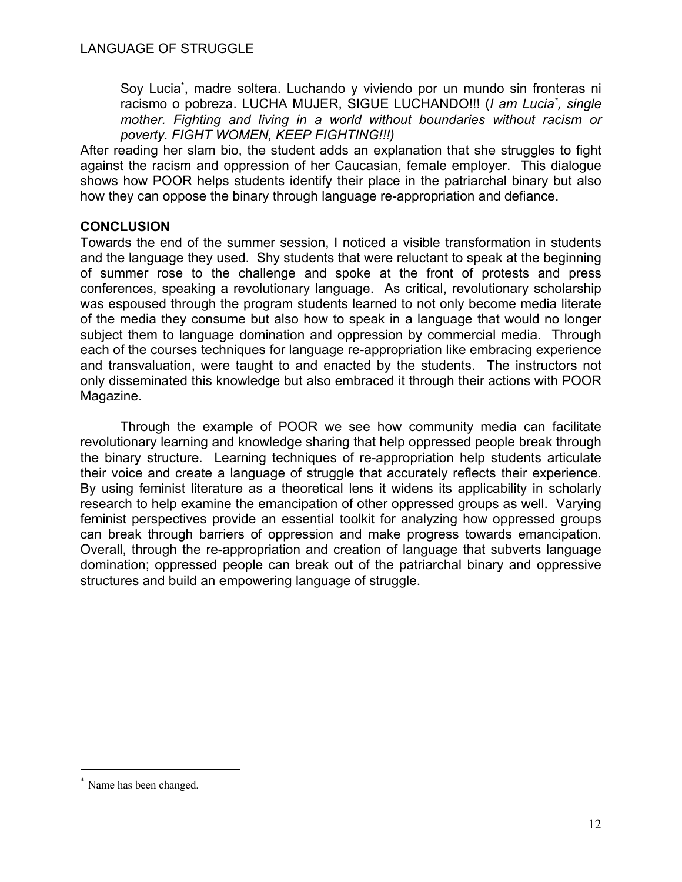> Soy Lucia*, madre soltera. Luchando y viviendo por un mundo sin fronteras ni racismo o pobreza. LUCHA MUJER, SIGUE LUCHANDO!!! (*I am Lucia*, single mother. Fighting and living in a world without boundaries without racism or poverty. FIGHT WOMEN, KEEP FIGHTING!!!)*

After reading her slam bio, the student adds an explanation that she struggles to fight against the racism and oppression of her Caucasian, female employer. This dialogue shows how POOR helps students identify their place in the patriarchal binary but also how they can oppose the binary through language re-appropriation and defiance.

**CONCLUSION**

Towards the end of the summer session, I noticed a visible transformation in students and the language they used. Shy students that were reluctant to speak at the beginning of summer rose to the challenge and spoke at the front of protests and press conferences, speaking a revolutionary language. As critical, revolutionary scholarship was espoused through the program students learned to not only become media literate of the media they consume but also how to speak in a language that would no longer subject them to language domination and oppression by commercial media. Through each of the courses techniques for language re-appropriation like embracing experience and transvaluation, were taught to and enacted by the students. The instructors not only disseminated this knowledge but also embraced it through their actions with POOR Magazine.

Through the example of POOR we see how community media can facilitate revolutionary learning and knowledge sharing that help oppressed people break through the binary structure. Learning techniques of re-appropriation help students articulate their voice and create a language of struggle that accurately reflects their experience. By using feminist literature as a theoretical lens it widens its applicability in scholarly research to help examine the emancipation of other oppressed groups as well. Varying feminist perspectives provide an essential toolkit for analyzing how oppressed groups can break through barriers of oppression and make progress towards emancipation. Overall, through the re-appropriation and creation of language that subverts language domination; oppressed people can break out of the patriarchal binary and oppressive structures and build an empowering language of struggle.

---

* Name has been changed.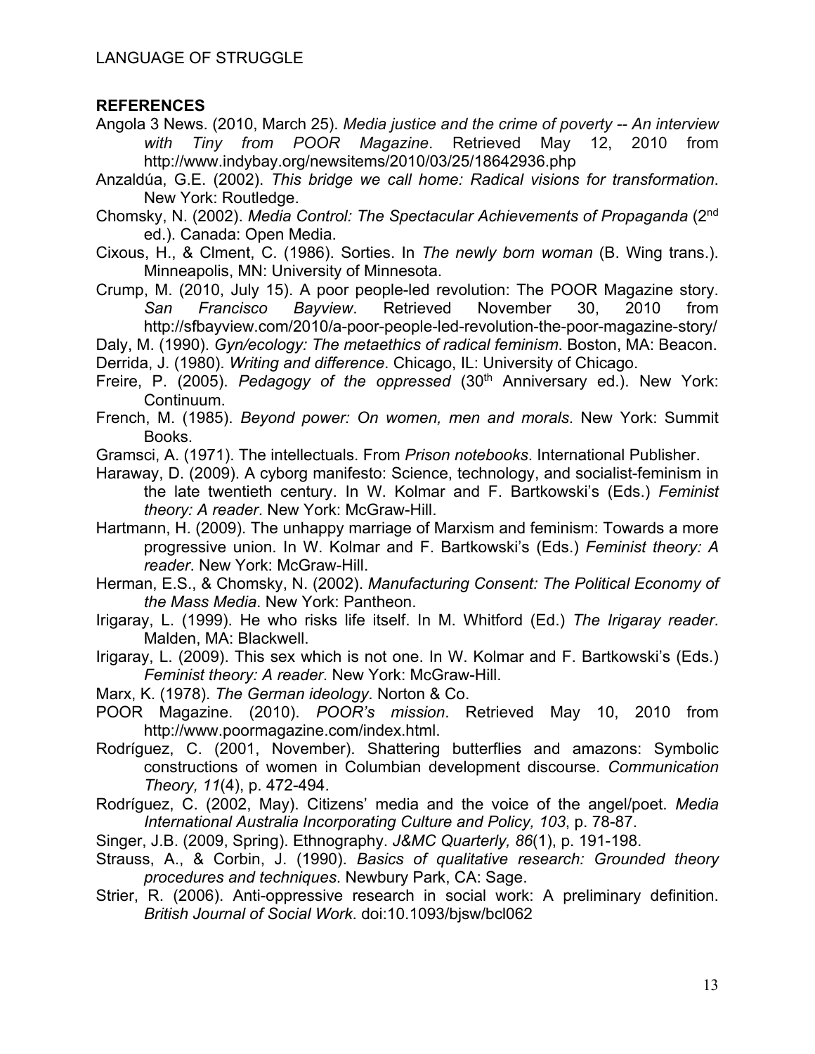**REFERENCES**

Angola 3 News. (2010, March 25). *Media justice and the crime of poverty -- An interview with Tiny from POOR Magazine*. Retrieved May 12, 2010 from http://www.indybay.org/newsitems/2010/03/25/18642936.php

Anzaldúa, G.E. (2002). *This bridge we call home: Radical visions for transformation*. New York: Routledge.

Chomsky, N. (2002). *Media Control: The Spectacular Achievements of Propaganda* (2nd ed.). Canada: Open Media.

Cixous, H., & Clment, C. (1986). Sorties. In *The newly born woman* (B. Wing trans.). Minneapolis, MN: University of Minnesota.

Crump, M. (2010, July 15). A poor people-led revolution: The POOR Magazine story. *San Francisco Bayview*. Retrieved November 30, 2010 from http://sfbayview.com/2010/a-poor-people-led-revolution-the-poor-magazine-story/

Daly, M. (1990). *Gyn/ecology: The metaethics of radical feminism*. Boston, MA: Beacon.

Derrida, J. (1980). *Writing and difference*. Chicago, IL: University of Chicago.

Freire, P. (2005). *Pedagogy of the oppressed* (30th Anniversary ed.). New York: Continuum.

French, M. (1985). *Beyond power: On women, men and morals*. New York: Summit Books.

Gramsci, A. (1971). The intellectuals. From *Prison notebooks*. International Publisher.

Haraway, D. (2009). A cyborg manifesto: Science, technology, and socialist-feminism in the late twentieth century. In W. Kolmar and F. Bartkowski's (Eds.) *Feminist theory: A reader*. New York: McGraw-Hill.

Hartmann, H. (2009). The unhappy marriage of Marxism and feminism: Towards a more progressive union. In W. Kolmar and F. Bartkowski's (Eds.) *Feminist theory: A reader*. New York: McGraw-Hill.

Herman, E.S., & Chomsky, N. (2002). *Manufacturing Consent: The Political Economy of the Mass Media*. New York: Pantheon.

Irigaray, L. (1999). He who risks life itself. In M. Whitford (Ed.) *The Irigaray reader*. Malden, MA: Blackwell.

Irigaray, L. (2009). This sex which is not one. In W. Kolmar and F. Bartkowski's (Eds.) *Feminist theory: A reader*. New York: McGraw-Hill.

Marx, K. (1978). *The German ideology*. Norton & Co.

POOR Magazine. (2010). *POOR's mission*. Retrieved May 10, 2010 from http://www.poormagazine.com/index.html.

Rodríguez, C. (2001, November). Shattering butterflies and amazons: Symbolic constructions of women in Columbian development discourse. *Communication Theory, 11*(4), p. 472-494.

Rodríguez, C. (2002, May). Citizens' media and the voice of the angel/poet. *Media International Australia Incorporating Culture and Policy, 103*, p. 78-87.

Singer, J.B. (2009, Spring). Ethnography. *J&MC Quarterly, 86*(1), p. 191-198.

Strauss, A., & Corbin, J. (1990). *Basics of qualitative research: Grounded theory procedures and techniques*. Newbury Park, CA: Sage.

Strier, R. (2006). Anti-oppressive research in social work: A preliminary definition. *British Journal of Social Work*. doi:10.1093/bjsw/bcl062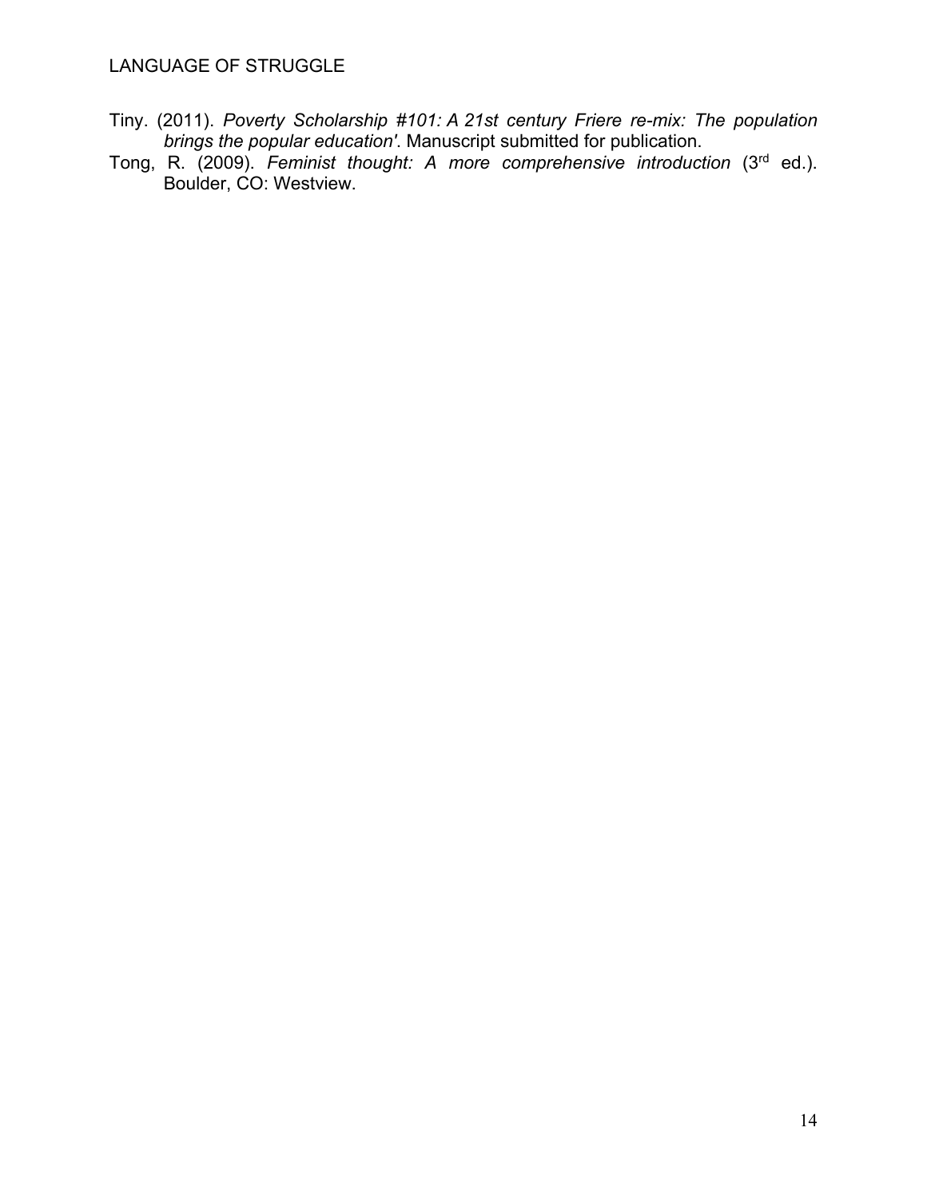Tiny. (2011). *Poverty Scholarship #101: A 21st century Friere re-mix: The population brings the popular education'*. Manuscript submitted for publication.

Tong, R. (2009). *Feminist thought: A more comprehensive introduction* (3rd ed.). Boulder, CO: Westview.